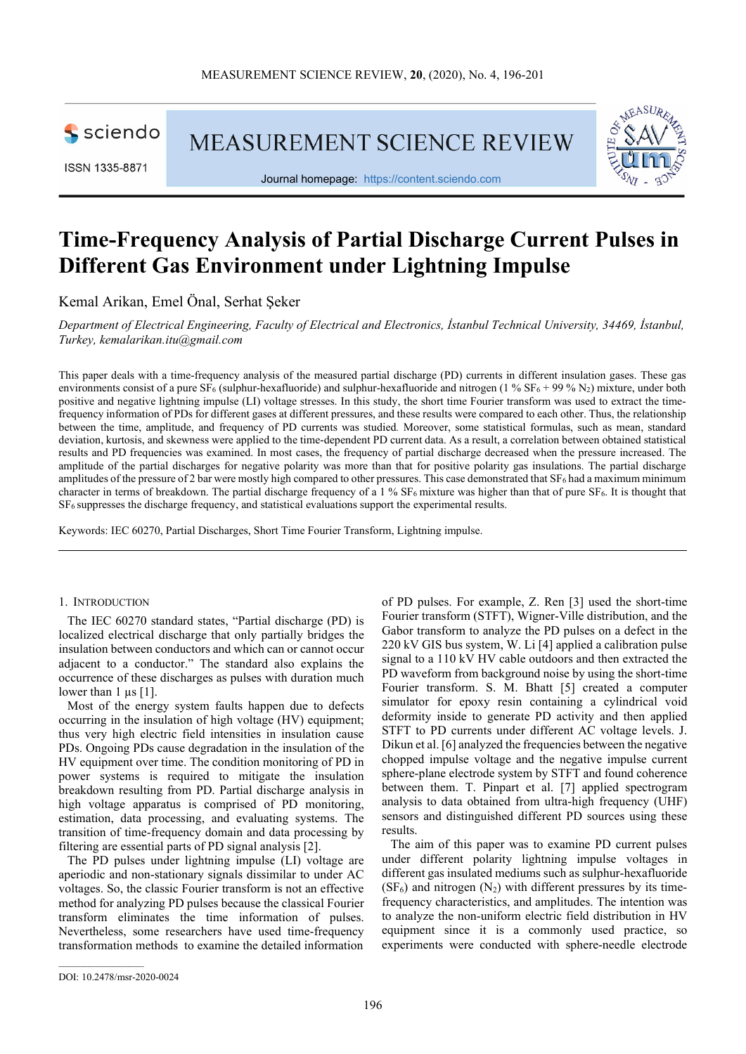# Time-Frequency Analysis of Partial Discharge Current Pulses in Different Gas Environment under Lightning Impulse

Kemal Arikan, Emel Önal, Serhat Şeker

*Department of Electrical Engineering, Faculty of Electrical and Electronics, İstanbul Technical University, 34469, İstanbul, Turkey, kemalarikan.itu@gmail.com*

This paper deals with a time-frequency analysis of the measured partial discharge (PD) currents in different insulation gases. These gas environments consist of a pure $SF_6$ (sulphur-hexafluoride) and sulphur-hexafluoride and nitrogen (1 % $SF_6$ + 99 % $N_2$) mixture, under both positive and negative lightning impulse (LI) voltage stresses. In this study, the short time Fourier transform was used to extract the time-frequency information of PDs for different gases at different pressures, and these results were compared to each other. Thus, the relationship between the time, amplitude, and frequency of PD currents was studied. Moreover, some statistical formulas, such as mean, standard deviation, kurtosis, and skewness were applied to the time-dependent PD current data. As a result, a correlation between obtained statistical results and PD frequencies was examined. In most cases, the frequency of partial discharge decreased when the pressure increased. The amplitude of the partial discharges for negative polarity was more than that for positive polarity gas insulations. The partial discharge amplitudes of the pressure of 2 bar were mostly high compared to other pressures. This case demonstrated that $SF_6$ had a maximum minimum character in terms of breakdown. The partial discharge frequency of a 1 % $SF_6$ mixture was higher than that of pure $SF_6$. It is thought that $SF_6$ suppresses the discharge frequency, and statistical evaluations support the experimental results.

Keywords: IEC 60270, Partial Discharges, Short Time Fourier Transform, Lightning impulse.

## 1. Introduction

The IEC 60270 standard states, "Partial discharge (PD) is localized electrical discharge that only partially bridges the insulation between conductors and which can or cannot occur adjacent to a conductor." The standard also explains the occurrence of these discharges as pulses with duration much lower than 1 µs [1].

Most of the energy system faults happen due to defects occurring in the insulation of high voltage (HV) equipment; thus very high electric field intensities in insulation cause PDs. Ongoing PDs cause degradation in the insulation of the HV equipment over time. The condition monitoring of PD in power systems is required to mitigate the insulation breakdown resulting from PD. Partial discharge analysis in high voltage apparatus is comprised of PD monitoring, estimation, data processing, and evaluating systems. The transition of time-frequency domain and data processing by filtering are essential parts of PD signal analysis [2].

The PD pulses under lightning impulse (LI) voltage are aperiodic and non-stationary signals dissimilar to under AC voltages. So, the classic Fourier transform is not an effective method for analyzing PD pulses because the classical Fourier transform eliminates the time information of pulses. Nevertheless, some researchers have used time-frequency transformation methods to examine the detailed information of PD pulses. For example, Z. Ren [3] used the short-time Fourier transform (STFT), Wigner-Ville distribution, and the Gabor transform to analyze the PD pulses on a defect in the 220 kV GIS bus system, W. Li [4] applied a calibration pulse signal to a 110 kV HV cable outdoors and then extracted the PD waveform from background noise by using the short-time Fourier transform. S. M. Bhatt [5] created a computer simulator for epoxy resin containing a cylindrical void deformity inside to generate PD activity and then applied STFT to PD currents under different AC voltage levels. J. Dikun et al. [6] analyzed the frequencies between the negative chopped impulse voltage and the negative impulse current sphere-plane electrode system by STFT and found coherence between them. T. Pinpart et al. [7] applied spectrogram analysis to data obtained from ultra-high frequency (UHF) sensors and distinguished different PD sources using these results.

The aim of this paper was to examine PD current pulses under different polarity lightning impulse voltages in different gas insulated mediums such as sulphur-hexafluoride ($SF_6$) and nitrogen ($N_2$) with different pressures by its time-frequency characteristics, and amplitudes. The intention was to analyze the non-uniform electric field distribution in HV equipment since it is a commonly used practice, so experiments were conducted with sphere-needle electrode

DOI: 10.2478/msr-2020-0024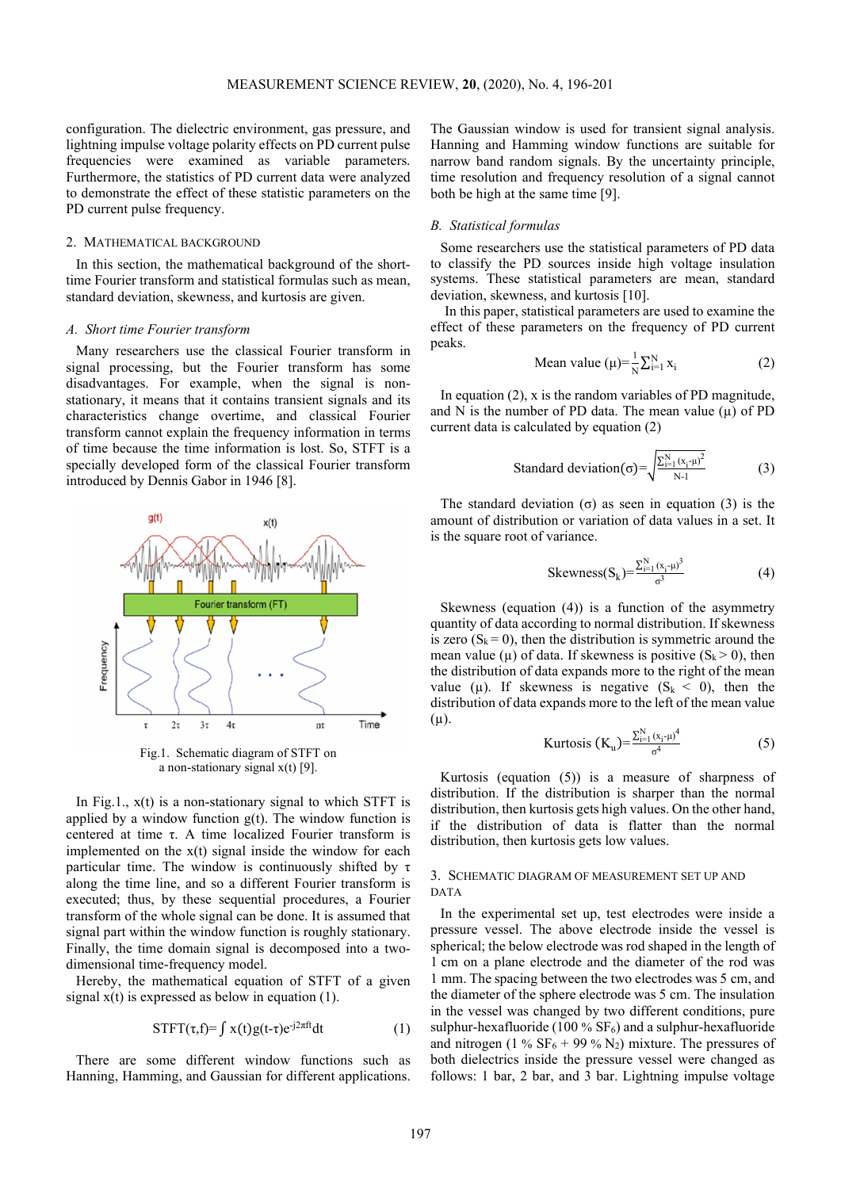configuration. The dielectric environment, gas pressure, and lightning impulse voltage polarity effects on PD current pulse frequencies were examined as variable parameters. Furthermore, the statistics of PD current data were analyzed to demonstrate the effect of these statistic parameters on the PD current pulse frequency.

## 2. MATHEMATICAL BACKGROUND

In this section, the mathematical background of the short-time Fourier transform and statistical formulas such as mean, standard deviation, skewness, and kurtosis are given.

### *A. Short time Fourier transform*

Many researchers use the classical Fourier transform in signal processing, but the Fourier transform has some disadvantages. For example, when the signal is non-stationary, it means that it contains transient signals and its characteristics change overtime, and classical Fourier transform cannot explain the frequency information in terms of time because the time information is lost. So, STFT is a specially developed form of the classical Fourier transform introduced by Dennis Gabor in 1946 [8].

g(t)

x(t)

Fourier transform (FT)

Frequency

τ 2τ 3τ 4τ nτ Time

Fig.1. Schematic diagram of STFT on a non-stationary signal x(t) [9].

In Fig.1., x(t) is a non-stationary signal to which STFT is applied by a window function g(t). The window function is centered at time τ. A time localized Fourier transform is implemented on the x(t) signal inside the window for each particular time. The window is continuously shifted by τ along the time line, and so a different Fourier transform is executed; thus, by these sequential procedures, a Fourier transform of the whole signal can be done. It is assumed that signal part within the window function is roughly stationary. Finally, the time domain signal is decomposed into a two-dimensional time-frequency model.

Hereby, the mathematical equation of STFT of a given signal x(t) is expressed as below in equation (1).

$$STFT(\tau,f)=\int x(t)g(t-\tau)e^{-j2\pi ft}dt \tag{1}$$

There are some different window functions such as Hanning, Hamming, and Gaussian for different applications. The Gaussian window is used for transient signal analysis. Hanning and Hamming window functions are suitable for narrow band random signals. By the uncertainty principle, time resolution and frequency resolution of a signal cannot both be high at the same time [9].

### *B. Statistical formulas*

Some researchers use the statistical parameters of PD data to classify the PD sources inside high voltage insulation systems. These statistical parameters are mean, standard deviation, skewness, and kurtosis [10].

In this paper, statistical parameters are used to examine the effect of these parameters on the frequency of PD current peaks.

$$\text{Mean value } (\mu)=\frac{1}{N}\sum_{i=1}^{N} x_i \tag{2}$$

In equation (2), x is the random variables of PD magnitude, and N is the number of PD data. The mean value (μ) of PD current data is calculated by equation (2)

$$\text{Standard deviation}(\sigma)=\sqrt{\frac{\sum_{i=1}^{N}(x_i-\mu)^2}{N-1}} \tag{3}$$

The standard deviation (σ) as seen in equation (3) is the amount of distribution or variation of data values in a set. It is the square root of variance.

$$\text{Skewness}(S_k)=\frac{\sum_{i=1}^{N}(x_i-\mu)^3}{\sigma^3} \tag{4}$$

Skewness (equation (4)) is a function of the asymmetry quantity of data according to normal distribution. If skewness is zero ($S_k = 0$), then the distribution is symmetric around the mean value (μ) of data. If skewness is positive ($S_k > 0$), then the distribution of data expands more to the right of the mean value (μ). If skewness is negative ($S_k < 0$), then the distribution of data expands more to the left of the mean value (μ).

$$\text{Kurtosis } (K_u)=\frac{\sum_{i=1}^{N}(x_i-\mu)^4}{\sigma^4} \tag{5}$$

Kurtosis (equation (5)) is a measure of sharpness of distribution. If the distribution is sharper than the normal distribution, then kurtosis gets high values. On the other hand, if the distribution of data is flatter than the normal distribution, then kurtosis gets low values.

## 3. SCHEMATIC DIAGRAM OF MEASUREMENT SET UP AND DATA

In the experimental set up, test electrodes were inside a pressure vessel. The above electrode inside the vessel is spherical; the below electrode was rod shaped in the length of 1 cm on a plane electrode and the diameter of the rod was 1 mm. The spacing between the two electrodes was 5 cm, and the diameter of the sphere electrode was 5 cm. The insulation in the vessel was changed by two different conditions, pure sulphur-hexafluoride (100 % $SF_6$) and a sulphur-hexafluoride and nitrogen (1 % $SF_6$ + 99 % $N_2$) mixture. The pressures of both dielectrics inside the pressure vessel were changed as follows: 1 bar, 2 bar, and 3 bar. Lightning impulse voltage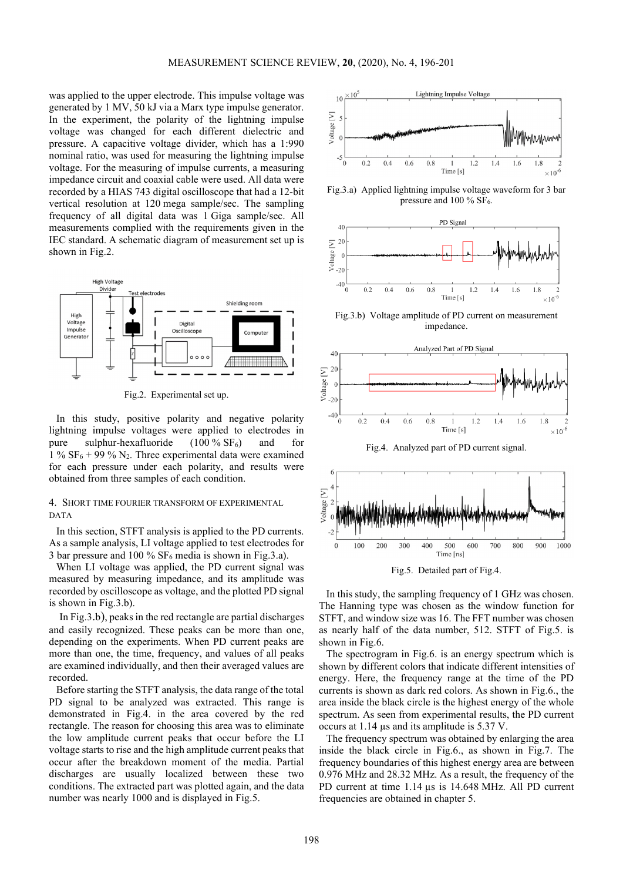was applied to the upper electrode. This impulse voltage was generated by 1 MV, 50 kJ via a Marx type impulse generator. In the experiment, the polarity of the lightning impulse voltage was changed for each different dielectric and pressure. A capacitive voltage divider, which has a 1:990 nominal ratio, was used for measuring the lightning impulse voltage. For the measuring of impulse currents, a measuring impedance circuit and coaxial cable were used. All data were recorded by a HIAS 743 digital oscilloscope that had a 12-bit vertical resolution at 120 mega sample/sec. The sampling frequency of all digital data was 1 Giga sample/sec. All measurements complied with the requirements given in the IEC standard. A schematic diagram of measurement set up is shown in Fig.2.

High Voltage Divider

Test electrodes

Shielding room

High Voltage Impulse Generator

Digital Oscilloscope

Computer

Fig.2. Experimental set up.

In this study, positive polarity and negative polarity lightning impulse voltages were applied to electrodes in pure sulphur-hexafluoride (100 % $SF_6$) and for 1 % $SF_6$ + 99 % $N_2$. Three experimental data were examined for each pressure under each polarity, and results were obtained from three samples of each condition.

## 4. Short time Fourier transform of experimental data

In this section, STFT analysis is applied to the PD currents. As a sample analysis, LI voltage applied to test electrodes for 3 bar pressure and 100 % $SF_6$ media is shown in Fig.3.a).

When LI voltage was applied, the PD current signal was measured by measuring impedance, and its amplitude was recorded by oscilloscope as voltage, and the plotted PD signal is shown in Fig.3.b).

In Fig.3.b), peaks in the red rectangle are partial discharges and easily recognized. These peaks can be more than one, depending on the experiments. When PD current peaks are more than one, the time, frequency, and values of all peaks are examined individually, and then their averaged values are recorded.

Before starting the STFT analysis, the data range of the total PD signal to be analyzed was extracted. This range is demonstrated in Fig.4. in the area covered by the red rectangle. The reason for choosing this area was to eliminate the low amplitude current peaks that occur before the LI voltage starts to rise and the high amplitude current peaks that occur after the breakdown moment of the media. Partial discharges are usually localized between these two conditions. The extracted part was plotted again, and the data number was nearly 1000 and is displayed in Fig.5.

Lightning Impulse Voltage

10 ×10^5

5

0

-5

Voltage [V]

0 0.2 0.4 0.6 0.8 1 1.2 1.4 1.6 1.8 2

Time [s] ×10^-6

Fig.3.a) Applied lightning impulse voltage waveform for 3 bar pressure and 100 % $SF_6$.

PD Signal

40 20 0 -20 -40

Voltage [V]

0 0.2 0.4 0.6 0.8 1 1.2 1.4 1.6 1.8 2

Time [s] ×10^-6

Fig.3.b) Voltage amplitude of PD current on measurement impedance.

Analyzed Part of PD Signal

40 20 0 -20 -40

Voltage [V]

0 0.2 0.4 0.6 0.8 1 1.2 1.4 1.6 1.8 2

Time [s] ×10^-6

Fig.4. Analyzed part of PD current signal.

6 4 2 0 -2

Voltage [V]

0 100 200 300 400 500 600 700 800 900 1000

Time [ns]

Fig.5. Detailed part of Fig.4.

In this study, the sampling frequency of 1 GHz was chosen. The Hanning type was chosen as the window function for STFT, and window size was 16. The FFT number was chosen as nearly half of the data number, 512. STFT of Fig.5. is shown in Fig.6.

The spectrogram in Fig.6. is an energy spectrum which is shown by different colors that indicate different intensities of energy. Here, the frequency range at the time of the PD currents is shown as dark red colors. As shown in Fig.6., the area inside the black circle is the highest energy of the whole spectrum. As seen from experimental results, the PD current occurs at 1.14 µs and its amplitude is 5.37 V.

The frequency spectrum was obtained by enlarging the area inside the black circle in Fig.6., as shown in Fig.7. The frequency boundaries of this highest energy area are between 0.976 MHz and 28.32 MHz. As a result, the frequency of the PD current at time 1.14 µs is 14.648 MHz. All PD current frequencies are obtained in chapter 5.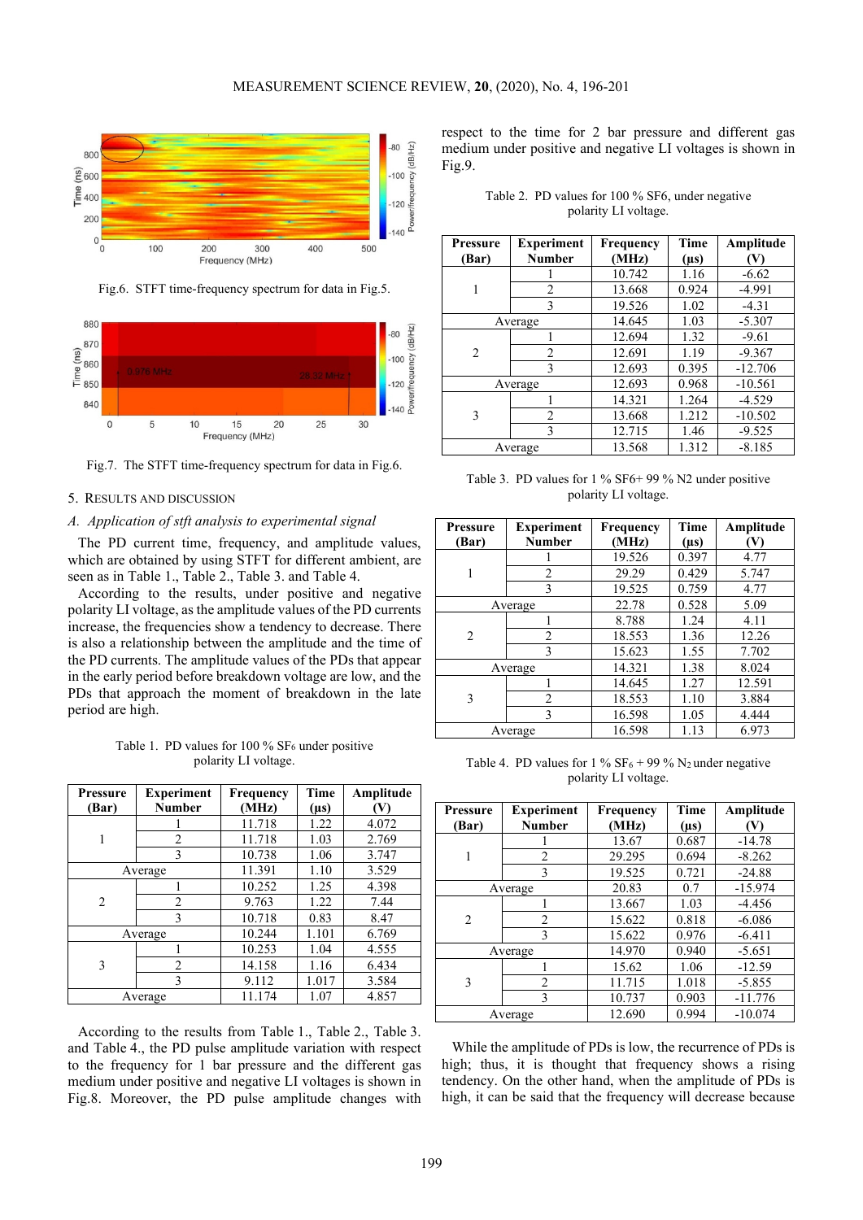800
600
400
200
0
Time (ns)
0 100 200 300 400 500
Frequency (MHz)
-80
-100
-120
-140
Power/frequency (dB/Hz)

Fig.6. STFT time-frequency spectrum for data in Fig.5.

880
870
860
850
840
Time (ns)
0.976 MHz
26.32 MHz
0 5 10 15 20 25 30
Frequency (MHz)
-80
-100
-120
-140
Power/frequency (dB/Hz)

Fig.7. The STFT time-frequency spectrum for data in Fig.6.

## 5. RESULTS AND DISCUSSION

### A. *Application of stft analysis to experimental signal*

The PD current time, frequency, and amplitude values, which are obtained by using STFT for different ambient, are seen as in Table 1., Table 2., Table 3. and Table 4.

According to the results, under positive and negative polarity LI voltage, as the amplitude values of the PD currents increase, the frequencies show a tendency to decrease. There is also a relationship between the amplitude and the time of the PD currents. The amplitude values of the PDs that appear in the early period before breakdown voltage are low, and the PDs that approach the moment of breakdown in the late period are high.

Table 1. PD values for 100 % $SF_6$ under positive polarity LI voltage.

| Pressure (Bar) | Experiment Number | Frequency (MHz) | Time (μs) | Amplitude (V) |
|---|---|---|---|---|
| 1 | 1 | 11.718 | 1.22 | 4.072 |
| | 2 | 11.718 | 1.03 | 2.769 |
| | 3 | 10.738 | 1.06 | 3.747 |
| Average | | 11.391 | 1.10 | 3.529 |
| 2 | 1 | 10.252 | 1.25 | 4.398 |
| | 2 | 9.763 | 1.22 | 7.44 |
| | 3 | 10.718 | 0.83 | 8.47 |
| Average | | 10.244 | 1.101 | 6.769 |
| 3 | 1 | 10.253 | 1.04 | 4.555 |
| | 2 | 14.158 | 1.16 | 6.434 |
| | 3 | 9.112 | 1.017 | 3.584 |
| Average | | 11.174 | 1.07 | 4.857 |

According to the results from Table 1., Table 2., Table 3. and Table 4., the PD pulse amplitude variation with respect to the frequency for 1 bar pressure and the different gas medium under positive and negative LI voltages is shown in Fig.8. Moreover, the PD pulse amplitude changes with respect to the time for 2 bar pressure and different gas medium under positive and negative LI voltages is shown in Fig.9.

Table 2. PD values for 100 % SF6, under negative polarity LI voltage.

| Pressure (Bar) | Experiment Number | Frequency (MHz) | Time (μs) | Amplitude (V) |
|---|---|---|---|---|
| 1 | 1 | 10.742 | 1.16 | -6.62 |
| | 2 | 13.668 | 0.924 | -4.991 |
| | 3 | 19.526 | 1.02 | -4.31 |
| Average | | 14.645 | 1.03 | -5.307 |
| 2 | 1 | 12.694 | 1.32 | -9.61 |
| | 2 | 12.691 | 1.19 | -9.367 |
| | 3 | 12.693 | 0.395 | -12.706 |
| Average | | 12.693 | 0.968 | -10.561 |
| 3 | 1 | 14.321 | 1.264 | -4.529 |
| | 2 | 13.668 | 1.212 | -10.502 |
| | 3 | 12.715 | 1.46 | -9.525 |
| Average | | 13.568 | 1.312 | -8.185 |

Table 3. PD values for 1 % SF6+ 99 % N2 under positive polarity LI voltage.

| Pressure (Bar) | Experiment Number | Frequency (MHz) | Time (μs) | Amplitude (V) |
|---|---|---|---|---|
| 1 | 1 | 19.526 | 0.397 | 4.77 |
| | 2 | 29.29 | 0.429 | 5.747 |
| | 3 | 19.525 | 0.759 | 4.77 |
| Average | | 22.78 | 0.528 | 5.09 |
| 2 | 1 | 8.788 | 1.24 | 4.11 |
| | 2 | 18.553 | 1.36 | 12.26 |
| | 3 | 15.623 | 1.55 | 7.702 |
| Average | | 14.321 | 1.38 | 8.024 |
| 3 | 1 | 14.645 | 1.27 | 12.591 |
| | 2 | 18.553 | 1.10 | 3.884 |
| | 3 | 16.598 | 1.05 | 4.444 |
| Average | | 16.598 | 1.13 | 6.973 |

Table 4. PD values for 1 % $SF_6$ + 99 % $N_2$ under negative polarity LI voltage.

| Pressure (Bar) | Experiment Number | Frequency (MHz) | Time (μs) | Amplitude (V) |
|---|---|---|---|---|
| 1 | 1 | 13.67 | 0.687 | -14.78 |
| | 2 | 29.295 | 0.694 | -8.262 |
| | 3 | 19.525 | 0.721 | -24.88 |
| Average | | 20.83 | 0.7 | -15.974 |
| 2 | 1 | 13.667 | 1.03 | -4.456 |
| | 2 | 15.622 | 0.818 | -6.086 |
| | 3 | 15.622 | 0.976 | -6.411 |
| Average | | 14.970 | 0.940 | -5.651 |
| 3 | 1 | 15.62 | 1.06 | -12.59 |
| | 2 | 11.715 | 1.018 | -5.855 |
| | 3 | 10.737 | 0.903 | -11.776 |
| Average | | 12.690 | 0.994 | -10.074 |

While the amplitude of PDs is low, the recurrence of PDs is high; thus, it is thought that frequency shows a rising tendency. On the other hand, when the amplitude of PDs is high, it can be said that the frequency will decrease because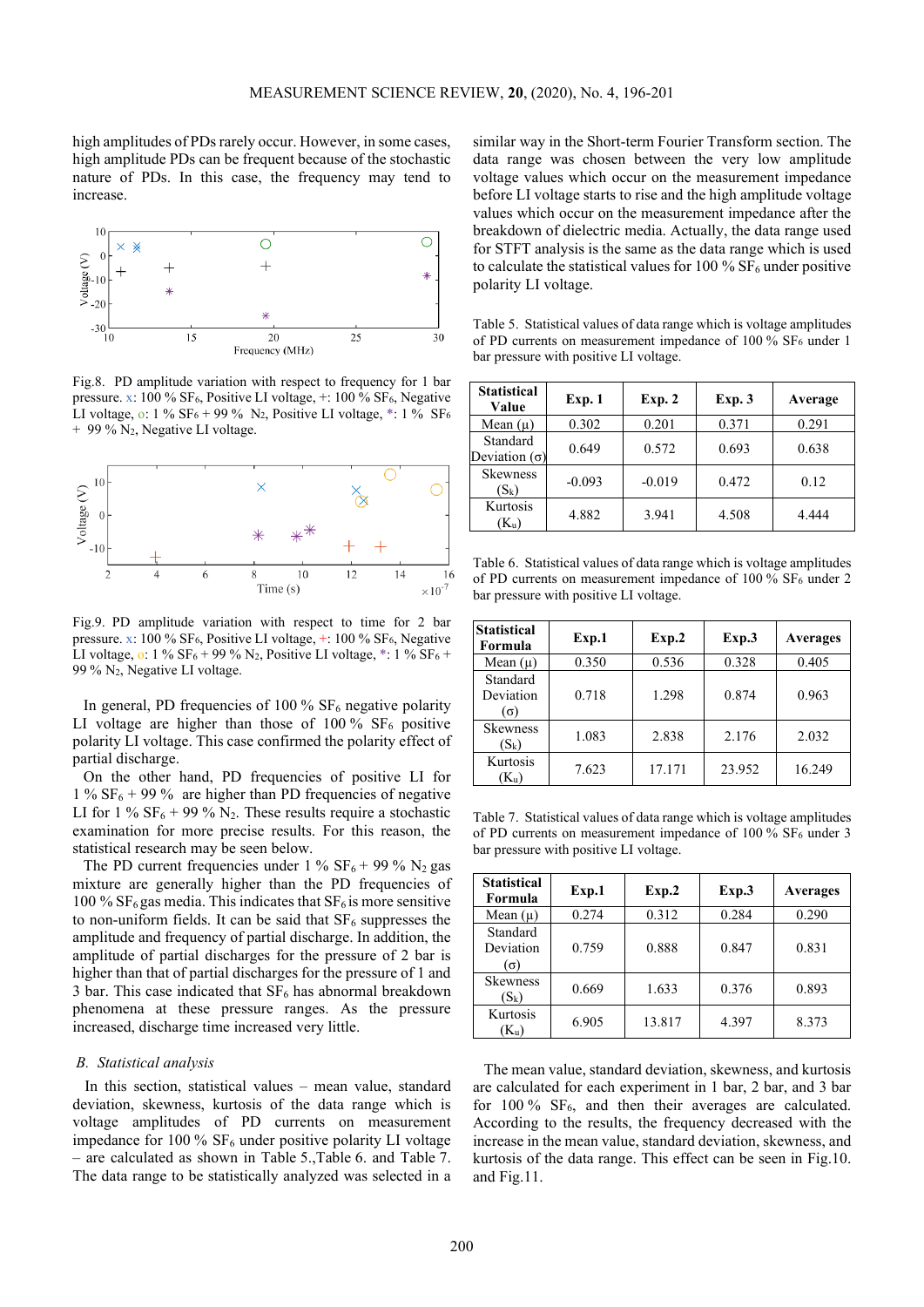high amplitudes of PDs rarely occur. However, in some cases, high amplitude PDs can be frequent because of the stochastic nature of PDs. In this case, the frequency may tend to increase.

Voltage (V)

10
0
-10
-20
-30

10 15 20 25 30

Frequency (MHz)

Fig.8. PD amplitude variation with respect to frequency for 1 bar pressure. x: 100 % $SF_6$, Positive LI voltage, +: 100 % $SF_6$, Negative LI voltage, o: 1 % $SF_6$ + 99 % $N_2$, Positive LI voltage, *: 1 % $SF_6$ + 99 % $N_2$, Negative LI voltage.

Voltage (V)

10
0
-10

2 4 6 8 10 12 14 16

Time (s)

$\times 10^{-7}$

Fig.9. PD amplitude variation with respect to time for 2 bar pressure. x: 100 % $SF_6$, Positive LI voltage, +: 100 % $SF_6$, Negative LI voltage, o: 1 % $SF_6$ + 99 % $N_2$, Positive LI voltage, *: 1 % $SF_6$ + 99 % $N_2$, Negative LI voltage.

In general, PD frequencies of 100 % $SF_6$ negative polarity LI voltage are higher than those of 100 % $SF_6$ positive polarity LI voltage. This case confirmed the polarity effect of partial discharge.

On the other hand, PD frequencies of positive LI for 1 % $SF_6$ + 99 % are higher than PD frequencies of negative LI for 1 % $SF_6$ + 99 % $N_2$. These results require a stochastic examination for more precise results. For this reason, the statistical research may be seen below.

The PD current frequencies under 1 % $SF_6$ + 99 % $N_2$ gas mixture are generally higher than the PD frequencies of 100 % $SF_6$ gas media. This indicates that $SF_6$ is more sensitive to non-uniform fields. It can be said that $SF_6$ suppresses the amplitude and frequency of partial discharge. In addition, the amplitude of partial discharges for the pressure of 2 bar is higher than that of partial discharges for the pressure of 1 and 3 bar. This case indicated that $SF_6$ has abnormal breakdown phenomena at these pressure ranges. As the pressure increased, discharge time increased very little.

## B. *Statistical analysis*

In this section, statistical values – mean value, standard deviation, skewness, kurtosis of the data range which is voltage amplitudes of PD currents on measurement impedance for 100 % $SF_6$ under positive polarity LI voltage – are calculated as shown in Table 5.,Table 6. and Table 7. The data range to be statistically analyzed was selected in a similar way in the Short-term Fourier Transform section. The data range was chosen between the very low amplitude voltage values which occur on the measurement impedance before LI voltage starts to rise and the high amplitude voltage values which occur on the measurement impedance after the breakdown of dielectric media. Actually, the data range used for STFT analysis is the same as the data range which is used to calculate the statistical values for 100 % $SF_6$ under positive polarity LI voltage.

Table 5. Statistical values of data range which is voltage amplitudes of PD currents on measurement impedance of 100 % $SF_6$ under 1 bar pressure with positive LI voltage.

| Statistical Value | Exp. 1 | Exp. 2 | Exp. 3 | Average |
|---|---|---|---|---|
| Mean (μ) | 0.302 | 0.201 | 0.371 | 0.291 |
| Standard Deviation (σ) | 0.649 | 0.572 | 0.693 | 0.638 |
| Skewness ($S_k$) | -0.093 | -0.019 | 0.472 | 0.12 |
| Kurtosis ($K_u$) | 4.882 | 3.941 | 4.508 | 4.444 |

Table 6. Statistical values of data range which is voltage amplitudes of PD currents on measurement impedance of 100 % $SF_6$ under 2 bar pressure with positive LI voltage.

| Statistical Formula | Exp.1 | Exp.2 | Exp.3 | Averages |
|---|---|---|---|---|
| Mean (μ) | 0.350 | 0.536 | 0.328 | 0.405 |
| Standard Deviation (σ) | 0.718 | 1.298 | 0.874 | 0.963 |
| Skewness ($S_k$) | 1.083 | 2.838 | 2.176 | 2.032 |
| Kurtosis ($K_u$) | 7.623 | 17.171 | 23.952 | 16.249 |

Table 7. Statistical values of data range which is voltage amplitudes of PD currents on measurement impedance of 100 % $SF_6$ under 3 bar pressure with positive LI voltage.

| Statistical Formula | Exp.1 | Exp.2 | Exp.3 | Averages |
|---|---|---|---|---|
| Mean (μ) | 0.274 | 0.312 | 0.284 | 0.290 |
| Standard Deviation (σ) | 0.759 | 0.888 | 0.847 | 0.831 |
| Skewness ($S_k$) | 0.669 | 1.633 | 0.376 | 0.893 |
| Kurtosis ($K_u$) | 6.905 | 13.817 | 4.397 | 8.373 |

The mean value, standard deviation, skewness, and kurtosis are calculated for each experiment in 1 bar, 2 bar, and 3 bar for 100 % $SF_6$, and then their averages are calculated. According to the results, the frequency decreased with the increase in the mean value, standard deviation, skewness, and kurtosis of the data range. This effect can be seen in Fig.10. and Fig.11.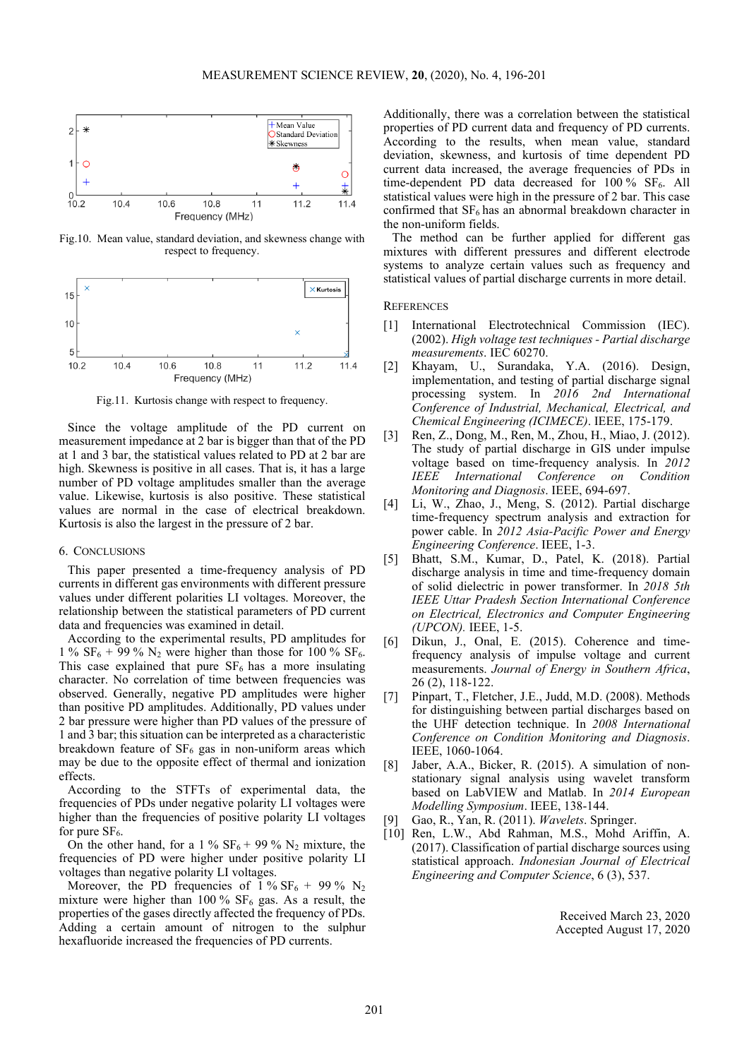2
1
0
10.2 10.4 10.6 10.8 11 11.2 11.4
Frequency (MHz)
Mean Value
Standard Deviation
Skewness

Fig.10. Mean value, standard deviation, and skewness change with respect to frequency.

15
10
5
10.2 10.4 10.6 10.8 11 11.2 11.4
Frequency (MHz)
Kurtosis

Fig.11. Kurtosis change with respect to frequency.

Since the voltage amplitude of the PD current on measurement impedance at 2 bar is bigger than that of the PD at 1 and 3 bar, the statistical values related to PD at 2 bar are high. Skewness is positive in all cases. That is, it has a large number of PD voltage amplitudes smaller than the average value. Likewise, kurtosis is also positive. These statistical values are normal in the case of electrical breakdown. Kurtosis is also the largest in the pressure of 2 bar.

## 6. Conclusions

This paper presented a time-frequency analysis of PD currents in different gas environments with different pressure values under different polarities LI voltages. Moreover, the relationship between the statistical parameters of PD current data and frequencies was examined in detail.

According to the experimental results, PD amplitudes for 1 % $SF_6$ + 99 % $N_2$ were higher than those for 100 % $SF_6$. This case explained that pure $SF_6$ has a more insulating character. No correlation of time between frequencies was observed. Generally, negative PD amplitudes were higher than positive PD amplitudes. Additionally, PD values under 2 bar pressure were higher than PD values of the pressure of 1 and 3 bar; this situation can be interpreted as a characteristic breakdown feature of $SF_6$ gas in non-uniform areas which may be due to the opposite effect of thermal and ionization effects.

According to the STFTs of experimental data, the frequencies of PDs under negative polarity LI voltages were higher than the frequencies of positive polarity LI voltages for pure $SF_6$.

On the other hand, for a 1 % $SF_6$ + 99 % $N_2$ mixture, the frequencies of PD were higher under positive polarity LI voltages than negative polarity LI voltages.

Moreover, the PD frequencies of 1 % $SF_6$ + 99 % $N_2$ mixture were higher than 100 % $SF_6$ gas. As a result, the properties of the gases directly affected the frequency of PDs. Adding a certain amount of nitrogen to the sulphur hexafluoride increased the frequencies of PD currents.

Additionally, there was a correlation between the statistical properties of PD current data and frequency of PD currents. According to the results, when mean value, standard deviation, skewness, and kurtosis of time dependent PD current data increased, the average frequencies of PDs in time-dependent PD data decreased for 100 % $SF_6$. All statistical values were high in the pressure of 2 bar. This case confirmed that $SF_6$ has an abnormal breakdown character in the non-uniform fields.

The method can be further applied for different gas mixtures with different pressures and different electrode systems to analyze certain values such as frequency and statistical values of partial discharge currents in more detail.

## References

[1] International Electrotechnical Commission (IEC). (2002). *High voltage test techniques - Partial discharge measurements*. IEC 60270.

[2] Khayam, U., Surandaka, Y.A. (2016). Design, implementation, and testing of partial discharge signal processing system. In *2016 2nd International Conference of Industrial, Mechanical, Electrical, and Chemical Engineering (ICIMECE)*. IEEE, 175-179.

[3] Ren, Z., Dong, M., Ren, M., Zhou, H., Miao, J. (2012). The study of partial discharge in GIS under impulse voltage based on time-frequency analysis. In *2012 IEEE International Conference on Condition Monitoring and Diagnosis*. IEEE, 694-697.

[4] Li, W., Zhao, J., Meng, S. (2012). Partial discharge time-frequency spectrum analysis and extraction for power cable. In *2012 Asia-Pacific Power and Energy Engineering Conference*. IEEE, 1-3.

[5] Bhatt, S.M., Kumar, D., Patel, K. (2018). Partial discharge analysis in time and time-frequency domain of solid dielectric in power transformer. In *2018 5th IEEE Uttar Pradesh Section International Conference on Electrical, Electronics and Computer Engineering (UPCON)*. IEEE, 1-5.

[6] Dikun, J., Onal, E. (2015). Coherence and time-frequency analysis of impulse voltage and current measurements. *Journal of Energy in Southern Africa*, 26 (2), 118-122.

[7] Pinpart, T., Fletcher, J.E., Judd, M.D. (2008). Methods for distinguishing between partial discharges based on the UHF detection technique. In *2008 International Conference on Condition Monitoring and Diagnosis*. IEEE, 1060-1064.

[8] Jaber, A.A., Bicker, R. (2015). A simulation of non-stationary signal analysis using wavelet transform based on LabVIEW and Matlab. In *2014 European Modelling Symposium*. IEEE, 138-144.

[9] Gao, R., Yan, R. (2011). *Wavelets*. Springer.

[10] Ren, L.W., Abd Rahman, M.S., Mohd Ariffin, A. (2017). Classification of partial discharge sources using statistical approach. *Indonesian Journal of Electrical Engineering and Computer Science*, 6 (3), 537.

Received March 23, 2020
Accepted August 17, 2020